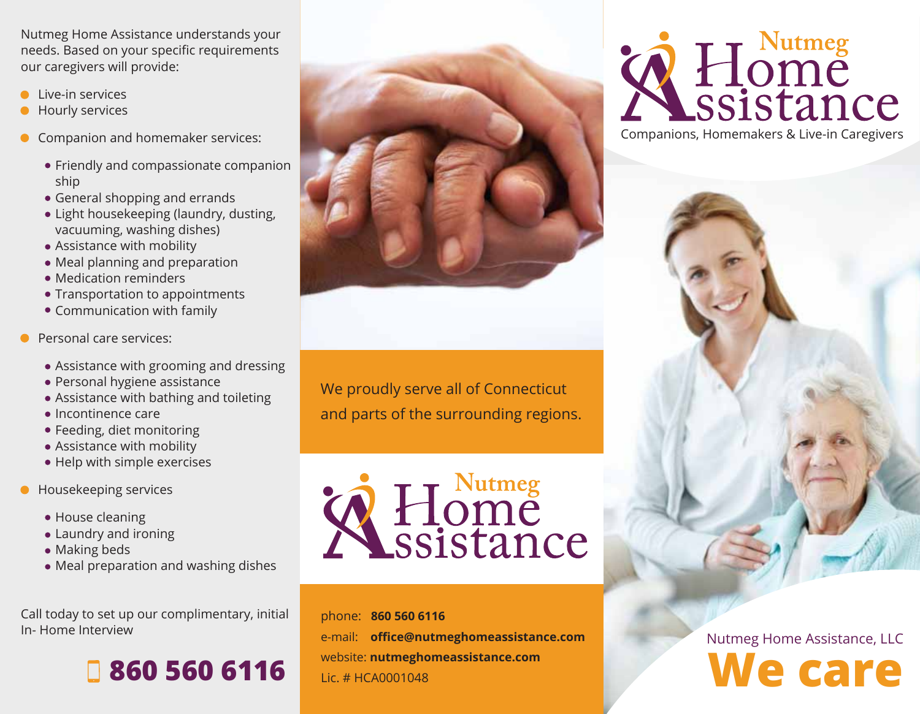Nutmeg Home Assistance understands your needs. Based on your specific requirements our caregivers will provide:

- Live-in services
- Hourly services
- Companion and homemaker services:
  - Friendly and compassionate companion ship
  - General shopping and errands
  - Light housekeeping (laundry, dusting, vacuuming, washing dishes)
  - Assistance with mobility
  - Meal planning and preparation
  - Medication reminders
  - Transportation to appointments
  - Communication with family
- Personal care services:
  - Assistance with grooming and dressing
  - Personal hygiene assistance
  - Assistance with bathing and toileting
  - Incontinence care
  - Feeding, diet monitoring
  - Assistance with mobility
  - Help with simple exercises
- Housekeeping services
  - House cleaning
  - Laundry and ironing
  - Making beds
  - Meal preparation and washing dishes

Call today to set up our complimentary, initial In- Home Interview

**860 560 6116**

We proudly serve all of Connecticut and parts of the surrounding regions.

Nutmeg Home Assistance

phone: **860 560 6116**
e-mail: **office@nutmeghomeassistance.com**
website: **nutmeghomeassistance.com**
Lic. # HCA0001048

# Nutmeg Home Assistance

Companions, Homemakers & Live-in Caregivers

Nutmeg Home Assistance, LLC

# We care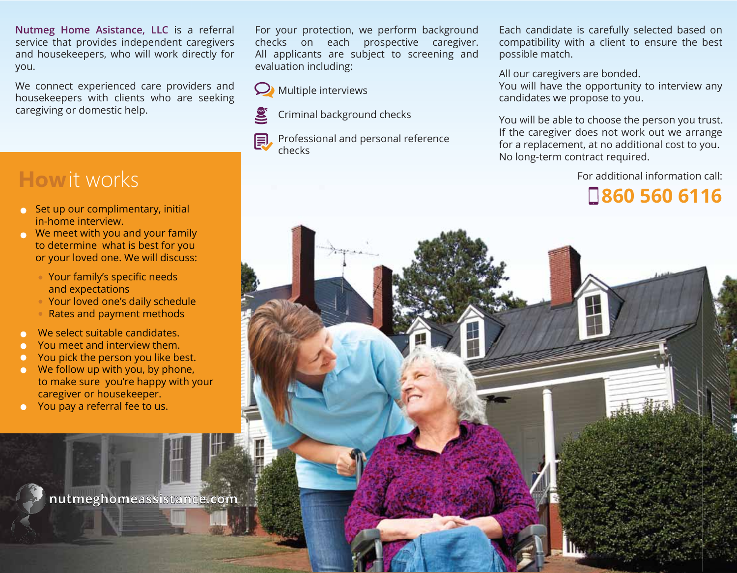**Nutmeg Home Asistance, LLC** is a referral service that provides independent caregivers and housekeepers, who will work directly for you.

We connect experienced care providers and housekeepers with clients who are seeking caregiving or domestic help.

## How it works

- Set up our complimentary, initial in-home interview.
- We meet with you and your family to determine what is best for you or your loved one. We will discuss:
  - Your family's specific needs and expectations
  - Your loved one's daily schedule
  - Rates and payment methods
- We select suitable candidates.
- You meet and interview them.
- You pick the person you like best.
- We follow up with you, by phone, to make sure you're happy with your caregiver or housekeeper.
- You pay a referral fee to us.

nutmeghomeassistance.com

For your protection, we perform background checks on each prospective caregiver. All applicants are subject to screening and evaluation including:

- Multiple interviews
- Criminal background checks
- Professional and personal reference checks

Each candidate is carefully selected based on compatibility with a client to ensure the best possible match.

All our caregivers are bonded.
You will have the opportunity to interview any candidates we propose to you.

You will be able to choose the person you trust. If the caregiver does not work out we arrange for a replacement, at no additional cost to you. No long-term contract required.

For additional information call:

**860 560 6116**